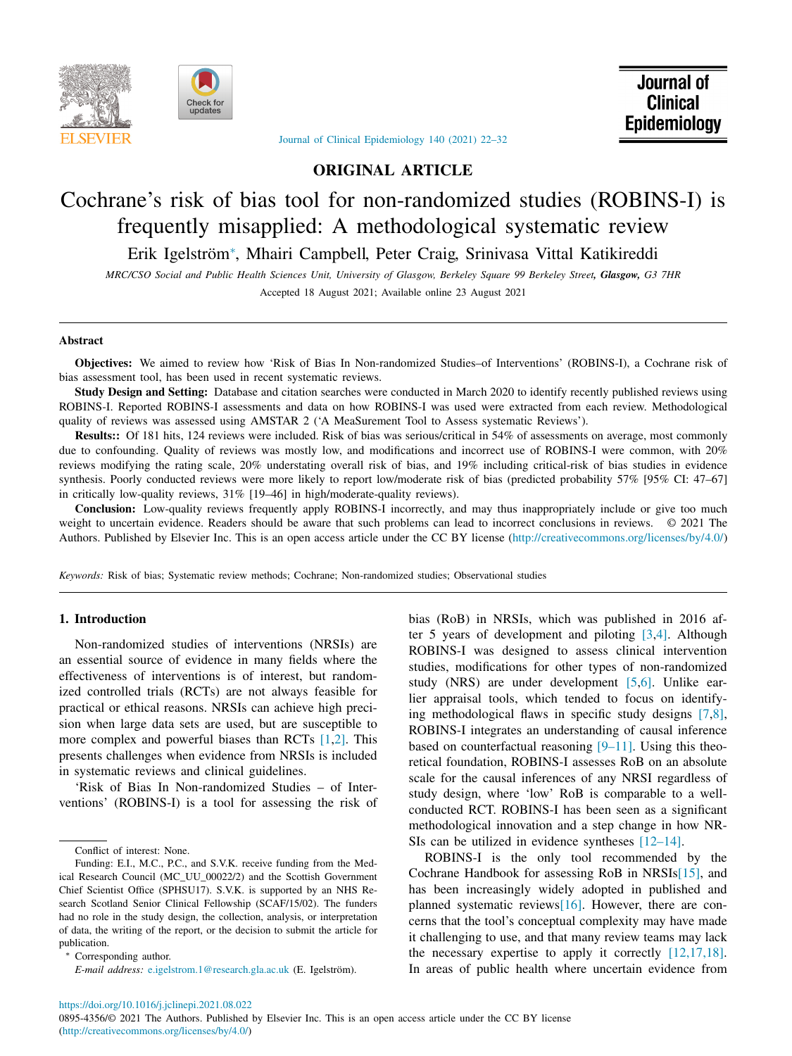**ORIGINAL ARTICLE**

# Cochrane's risk of bias tool for non-randomized studies (ROBINS-I) is frequently misapplied: A methodological systematic review

Erik Igelström*, Mhairi Campbell, Peter Craig, Srinivasa Vittal Katikireddi

*MRC/CSO Social and Public Health Sciences Unit, University of Glasgow, Berkeley Square 99 Berkeley Street,* ***Glasgow****, G3 7HR*

Accepted 18 August 2021; Available online 23 August 2021

## Abstract

**Objectives:** We aimed to review how 'Risk of Bias In Non-randomized Studies–of Interventions' (ROBINS-I), a Cochrane risk of bias assessment tool, has been used in recent systematic reviews.

**Study Design and Setting:** Database and citation searches were conducted in March 2020 to identify recently published reviews using ROBINS-I. Reported ROBINS-I assessments and data on how ROBINS-I was used were extracted from each review. Methodological quality of reviews was assessed using AMSTAR 2 ('A MeaSurement Tool to Assess systematic Reviews').

**Results::** Of 181 hits, 124 reviews were included. Risk of bias was serious/critical in 54% of assessments on average, most commonly due to confounding. Quality of reviews was mostly low, and modifications and incorrect use of ROBINS-I were common, with 20% reviews modifying the rating scale, 20% understating overall risk of bias, and 19% including critical-risk of bias studies in evidence synthesis. Poorly conducted reviews were more likely to report low/moderate risk of bias (predicted probability 57% [95% CI: 47–67] in critically low-quality reviews, 31% [19–46] in high/moderate-quality reviews).

**Conclusion:** Low-quality reviews frequently apply ROBINS-I incorrectly, and may thus inappropriately include or give too much weight to uncertain evidence. Readers should be aware that such problems can lead to incorrect conclusions in reviews. © 2021 The Authors. Published by Elsevier Inc. This is an open access article under the CC BY license (http://creativecommons.org/licenses/by/4.0/)

*Keywords:* Risk of bias; Systematic review methods; Cochrane; Non-randomized studies; Observational studies

## 1. Introduction

Non-randomized studies of interventions (NRSIs) are an essential source of evidence in many fields where the effectiveness of interventions is of interest, but randomized controlled trials (RCTs) are not always feasible for practical or ethical reasons. NRSIs can achieve high precision when large data sets are used, but are susceptible to more complex and powerful biases than RCTs [1,2]. This presents challenges when evidence from NRSIs is included in systematic reviews and clinical guidelines.

'Risk of Bias In Non-randomized Studies – of Interventions' (ROBINS-I) is a tool for assessing the risk of bias (RoB) in NRSIs, which was published in 2016 after 5 years of development and piloting [3,4]. Although ROBINS-I was designed to assess clinical intervention studies, modifications for other types of non-randomized study (NRS) are under development [5,6]. Unlike earlier appraisal tools, which tended to focus on identifying methodological flaws in specific study designs [7,8], ROBINS-I integrates an understanding of causal inference based on counterfactual reasoning [9–11]. Using this theoretical foundation, ROBINS-I assesses RoB on an absolute scale for the causal inferences of any NRSI regardless of study design, where 'low' RoB is comparable to a well-conducted RCT. ROBINS-I has been seen as a significant methodological innovation and a step change in how NRSIs can be utilized in evidence syntheses [12–14].

ROBINS-I is the only tool recommended by the Cochrane Handbook for assessing RoB in NRSIs[15], and has been increasingly widely adopted in published and planned systematic reviews[16]. However, there are concerns that the tool's conceptual complexity may have made it challenging to use, and that many review teams may lack the necessary expertise to apply it correctly [12,17,18]. In areas of public health where uncertain evidence from

Conflict of interest: None.

Funding: E.I., M.C., P.C., and S.V.K. receive funding from the Medical Research Council (MC_UU_00022/2) and the Scottish Government Chief Scientist Office (SPHSU17). S.V.K. is supported by an NHS Research Scotland Senior Clinical Fellowship (SCAF/15/02). The funders had no role in the study design, the collection, analysis, or interpretation of data, the writing of the report, or the decision to submit the article for publication.

\* Corresponding author.

*E-mail address:* e.igelstrom.1@research.gla.ac.uk (E. Igelström).

https://doi.org/10.1016/j.jclinepi.2021.08.022

0895-4356/© 2021 The Authors. Published by Elsevier Inc. This is an open access article under the CC BY license (http://creativecommons.org/licenses/by/4.0/)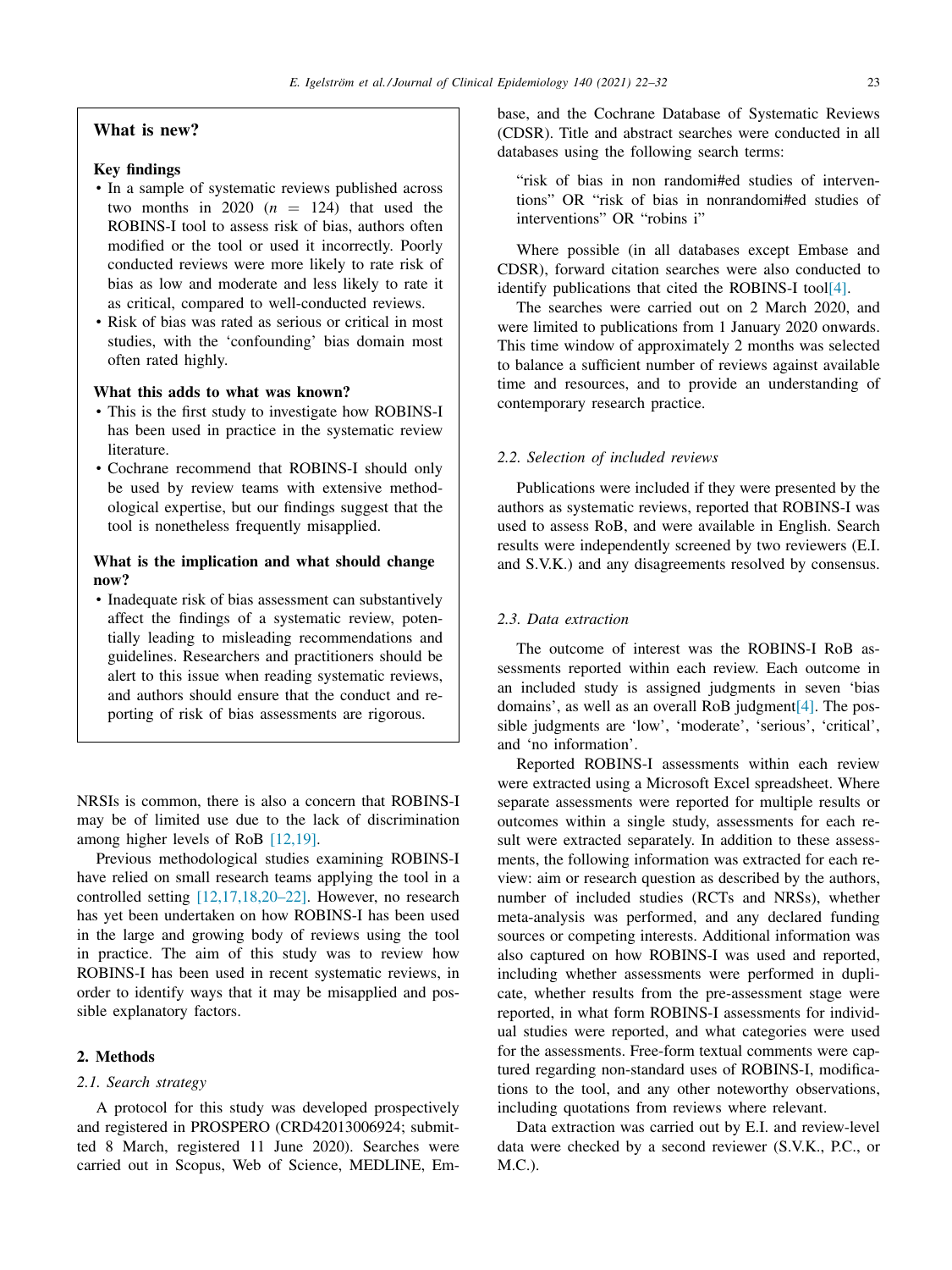## What is new?

### Key findings

- In a sample of systematic reviews published across two months in 2020 ($n$ = 124) that used the ROBINS-I tool to assess risk of bias, authors often modified or the tool or used it incorrectly. Poorly conducted reviews were more likely to rate risk of bias as low and moderate and less likely to rate it as critical, compared to well-conducted reviews.
- Risk of bias was rated as serious or critical in most studies, with the 'confounding' bias domain most often rated highly.

### What this adds to what was known?

- This is the first study to investigate how ROBINS-I has been used in practice in the systematic review literature.
- Cochrane recommend that ROBINS-I should only be used by review teams with extensive methodological expertise, but our findings suggest that the tool is nonetheless frequently misapplied.

### What is the implication and what should change now?

- Inadequate risk of bias assessment can substantively affect the findings of a systematic review, potentially leading to misleading recommendations and guidelines. Researchers and practitioners should be alert to this issue when reading systematic reviews, and authors should ensure that the conduct and reporting of risk of bias assessments are rigorous.

NRSIs is common, there is also a concern that ROBINS-I may be of limited use due to the lack of discrimination among higher levels of RoB [12,19].

Previous methodological studies examining ROBINS-I have relied on small research teams applying the tool in a controlled setting [12,17,18,20–22]. However, no research has yet been undertaken on how ROBINS-I has been used in the large and growing body of reviews using the tool in practice. The aim of this study was to review how ROBINS-I has been used in recent systematic reviews, in order to identify ways that it may be misapplied and possible explanatory factors.

## 2. Methods

### 2.1. Search strategy

A protocol for this study was developed prospectively and registered in PROSPERO (CRD42013006924; submitted 8 March, registered 11 June 2020). Searches were carried out in Scopus, Web of Science, MEDLINE, Embase, and the Cochrane Database of Systematic Reviews (CDSR). Title and abstract searches were conducted in all databases using the following search terms:

> "risk of bias in non randomi#ed studies of interventions" OR "risk of bias in nonrandomi#ed studies of interventions" OR "robins i"

Where possible (in all databases except Embase and CDSR), forward citation searches were also conducted to identify publications that cited the ROBINS-I tool[4].

The searches were carried out on 2 March 2020, and were limited to publications from 1 January 2020 onwards. This time window of approximately 2 months was selected to balance a sufficient number of reviews against available time and resources, and to provide an understanding of contemporary research practice.

### 2.2. Selection of included reviews

Publications were included if they were presented by the authors as systematic reviews, reported that ROBINS-I was used to assess RoB, and were available in English. Search results were independently screened by two reviewers (E.I. and S.V.K.) and any disagreements resolved by consensus.

### 2.3. Data extraction

The outcome of interest was the ROBINS-I RoB assessments reported within each review. Each outcome in an included study is assigned judgments in seven 'bias domains', as well as an overall RoB judgment[4]. The possible judgments are 'low', 'moderate', 'serious', 'critical', and 'no information'.

Reported ROBINS-I assessments within each review were extracted using a Microsoft Excel spreadsheet. Where separate assessments were reported for multiple results or outcomes within a single study, assessments for each result were extracted separately. In addition to these assessments, the following information was extracted for each review: aim or research question as described by the authors, number of included studies (RCTs and NRSs), whether meta-analysis was performed, and any declared funding sources or competing interests. Additional information was also captured on how ROBINS-I was used and reported, including whether assessments were performed in duplicate, whether results from the pre-assessment stage were reported, in what form ROBINS-I assessments for individual studies were reported, and what categories were used for the assessments. Free-form textual comments were captured regarding non-standard uses of ROBINS-I, modifications to the tool, and any other noteworthy observations, including quotations from reviews where relevant.

Data extraction was carried out by E.I. and review-level data were checked by a second reviewer (S.V.K., P.C., or M.C.).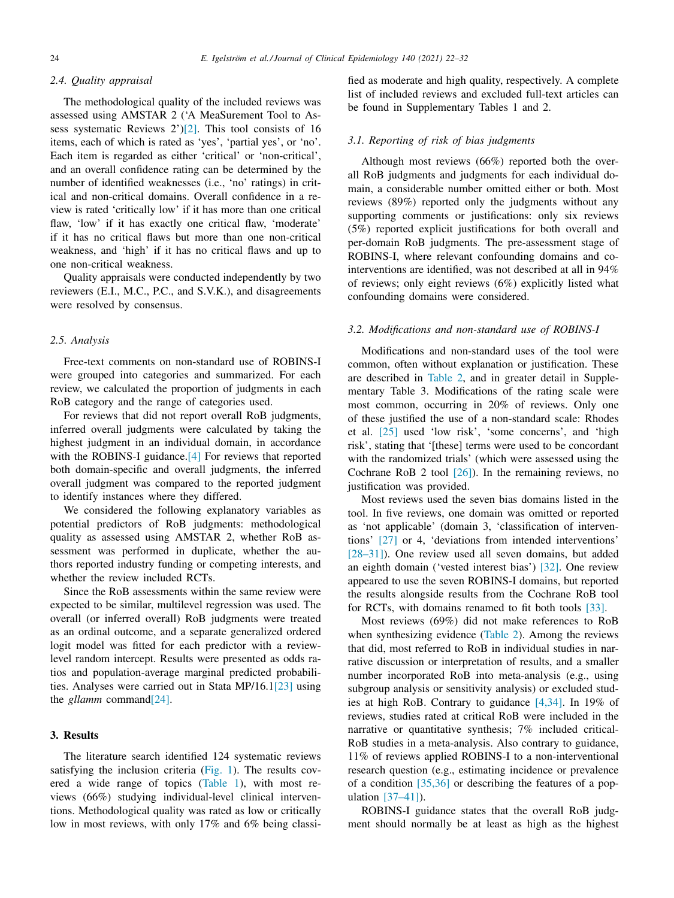### 2.4. Quality appraisal

The methodological quality of the included reviews was assessed using AMSTAR 2 ('A MeaSurement Tool to Assess systematic Reviews 2')[2]. This tool consists of 16 items, each of which is rated as 'yes', 'partial yes', or 'no'. Each item is regarded as either 'critical' or 'non-critical', and an overall confidence rating can be determined by the number of identified weaknesses (i.e., 'no' ratings) in critical and non-critical domains. Overall confidence in a review is rated 'critically low' if it has more than one critical flaw, 'low' if it has exactly one critical flaw, 'moderate' if it has no critical flaws but more than one non-critical weakness, and 'high' if it has no critical flaws and up to one non-critical weakness.

Quality appraisals were conducted independently by two reviewers (E.I., M.C., P.C., and S.V.K.), and disagreements were resolved by consensus.

### 2.5. Analysis

Free-text comments on non-standard use of ROBINS-I were grouped into categories and summarized. For each review, we calculated the proportion of judgments in each RoB category and the range of categories used.

For reviews that did not report overall RoB judgments, inferred overall judgments were calculated by taking the highest judgment in an individual domain, in accordance with the ROBINS-I guidance.[4] For reviews that reported both domain-specific and overall judgments, the inferred overall judgment was compared to the reported judgment to identify instances where they differed.

We considered the following explanatory variables as potential predictors of RoB judgments: methodological quality as assessed using AMSTAR 2, whether RoB assessment was performed in duplicate, whether the authors reported industry funding or competing interests, and whether the review included RCTs.

Since the RoB assessments within the same review were expected to be similar, multilevel regression was used. The overall (or inferred overall) RoB judgments were treated as an ordinal outcome, and a separate generalized ordered logit model was fitted for each predictor with a review-level random intercept. Results were presented as odds ratios and population-average marginal predicted probabilities. Analyses were carried out in Stata MP/16.1[23] using the *gllamm* command[24].

## 3. Results

The literature search identified 124 systematic reviews satisfying the inclusion criteria (Fig. 1). The results covered a wide range of topics (Table 1), with most reviews (66%) studying individual-level clinical interventions. Methodological quality was rated as low or critically low in most reviews, with only 17% and 6% being classified as moderate and high quality, respectively. A complete list of included reviews and excluded full-text articles can be found in Supplementary Tables 1 and 2.

### 3.1. Reporting of risk of bias judgments

Although most reviews (66%) reported both the overall RoB judgments and judgments for each individual domain, a considerable number omitted either or both. Most reviews (89%) reported only the judgments without any supporting comments or justifications: only six reviews (5%) reported explicit justifications for both overall and per-domain RoB judgments. The pre-assessment stage of ROBINS-I, where relevant confounding domains and co-interventions are identified, was not described at all in 94% of reviews; only eight reviews (6%) explicitly listed what confounding domains were considered.

### 3.2. Modifications and non-standard use of ROBINS-I

Modifications and non-standard uses of the tool were common, often without explanation or justification. These are described in Table 2, and in greater detail in Supplementary Table 3. Modifications of the rating scale were most common, occurring in 20% of reviews. Only one of these justified the use of a non-standard scale: Rhodes et al. [25] used 'low risk', 'some concerns', and 'high risk', stating that '[these] terms were used to be concordant with the randomized trials' (which were assessed using the Cochrane RoB 2 tool [26]). In the remaining reviews, no justification was provided.

Most reviews used the seven bias domains listed in the tool. In five reviews, one domain was omitted or reported as 'not applicable' (domain 3, 'classification of interventions' [27] or 4, 'deviations from intended interventions' [28–31]). One review used all seven domains, but added an eighth domain ('vested interest bias') [32]. One review appeared to use the seven ROBINS-I domains, but reported the results alongside results from the Cochrane RoB tool for RCTs, with domains renamed to fit both tools [33].

Most reviews (69%) did not make references to RoB when synthesizing evidence (Table 2). Among the reviews that did, most referred to RoB in individual studies in narrative discussion or interpretation of results, and a smaller number incorporated RoB into meta-analysis (e.g., using subgroup analysis or sensitivity analysis) or excluded studies at high RoB. Contrary to guidance [4,34]. In 19% of reviews, studies rated at critical RoB were included in the narrative or quantitative synthesis; 7% included critical-RoB studies in a meta-analysis. Also contrary to guidance, 11% of reviews applied ROBINS-I to a non-interventional research question (e.g., estimating incidence or prevalence of a condition [35,36] or describing the features of a population [37–41]).

ROBINS-I guidance states that the overall RoB judgment should normally be at least as high as the highest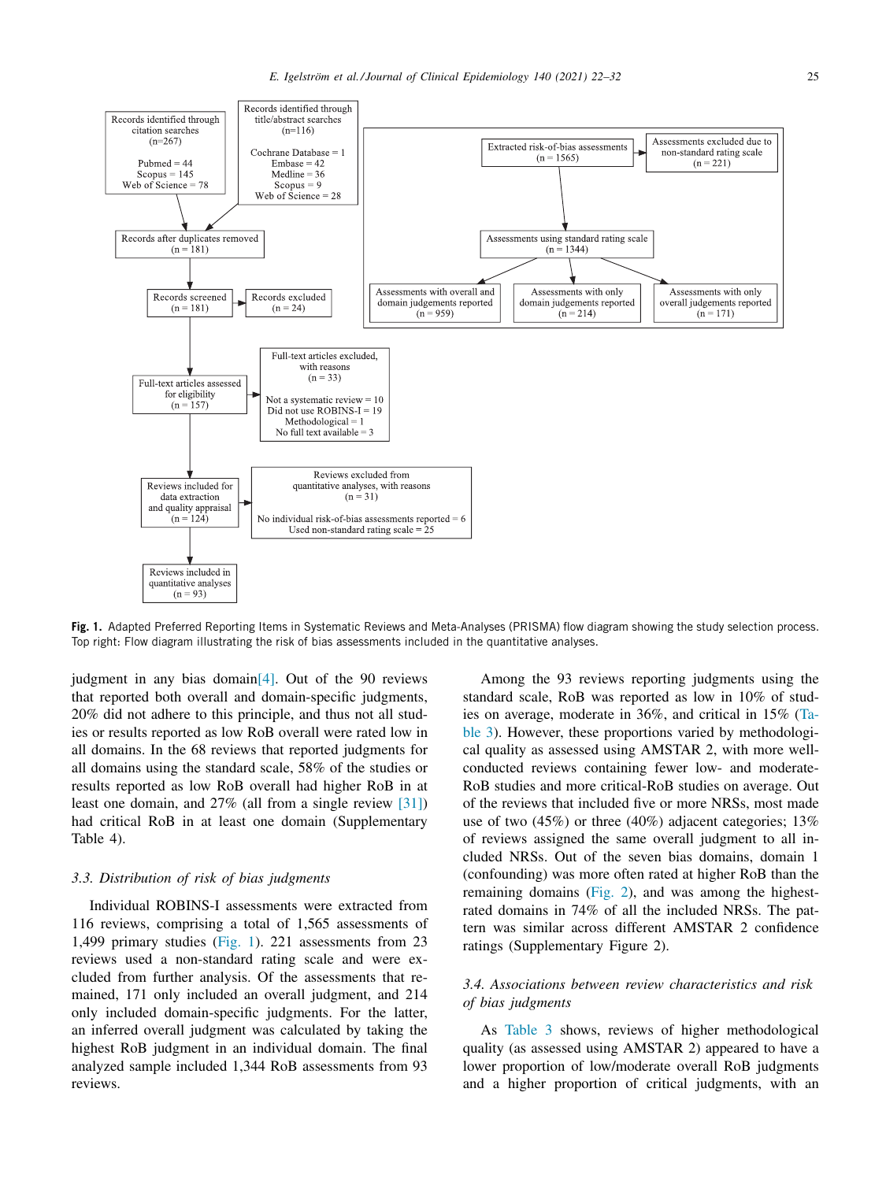Records identified through citation searches (n=267)

Pubmed = 44
Scopus = 145
Web of Science = 78

Records identified through title/abstract searches (n=116)

Cochrane Database = 1
Embase = 42
Medline = 36
Scopus = 9
Web of Science = 28

Records after duplicates removed (n = 181)

Records screened (n = 181)

Records excluded (n = 24)

Full-text articles assessed for eligibility (n = 157)

Full-text articles excluded, with reasons (n = 33)

Not a systematic review = 10
Did not use ROBINS-I = 19
Methodological = 1
No full text available = 3

Reviews included for data extraction and quality appraisal (n = 124)

Reviews excluded from quantitative analyses, with reasons (n = 31)

No individual risk-of-bias assessments reported = 6
Used non-standard rating scale = 25

Reviews included in quantitative analyses (n = 93)

Extracted risk-of-bias assessments (n = 1565)

Assessments excluded due to non-standard rating scale (n = 221)

Assessments using standard rating scale (n = 1344)

Assessments with overall and domain judgements reported (n = 959)

Assessments with only domain judgements reported (n = 214)

Assessments with only overall judgements reported (n = 171)

**Fig. 1.** Adapted Preferred Reporting Items in Systematic Reviews and Meta-Analyses (PRISMA) flow diagram showing the study selection process. Top right: Flow diagram illustrating the risk of bias assessments included in the quantitative analyses.

judgment in any bias domain[4]. Out of the 90 reviews that reported both overall and domain-specific judgments, 20% did not adhere to this principle, and thus not all studies or results reported as low RoB overall were rated low in all domains. In the 68 reviews that reported judgments for all domains using the standard scale, 58% of the studies or results reported as low RoB overall had higher RoB in at least one domain, and 27% (all from a single review [31]) had critical RoB in at least one domain (Supplementary Table 4).

### 3.3. Distribution of risk of bias judgments

Individual ROBINS-I assessments were extracted from 116 reviews, comprising a total of 1,565 assessments of 1,499 primary studies (Fig. 1). 221 assessments from 23 reviews used a non-standard rating scale and were excluded from further analysis. Of the assessments that remained, 171 only included an overall judgment, and 214 only included domain-specific judgments. For the latter, an inferred overall judgment was calculated by taking the highest RoB judgment in an individual domain. The final analyzed sample included 1,344 RoB assessments from 93 reviews.

Among the 93 reviews reporting judgments using the standard scale, RoB was reported as low in 10% of studies on average, moderate in 36%, and critical in 15% (Table 3). However, these proportions varied by methodological quality as assessed using AMSTAR 2, with more well-conducted reviews containing fewer low- and moderate-RoB studies and more critical-RoB studies on average. Out of the reviews that included five or more NRSs, most made use of two (45%) or three (40%) adjacent categories; 13% of reviews assigned the same overall judgment to all included NRSs. Out of the seven bias domains, domain 1 (confounding) was more often rated at higher RoB than the remaining domains (Fig. 2), and was among the highest-rated domains in 74% of all the included NRSs. The pattern was similar across different AMSTAR 2 confidence ratings (Supplementary Figure 2).

### 3.4. Associations between review characteristics and risk of bias judgments

As Table 3 shows, reviews of higher methodological quality (as assessed using AMSTAR 2) appeared to have a lower proportion of low/moderate overall RoB judgments and a higher proportion of critical judgments, with an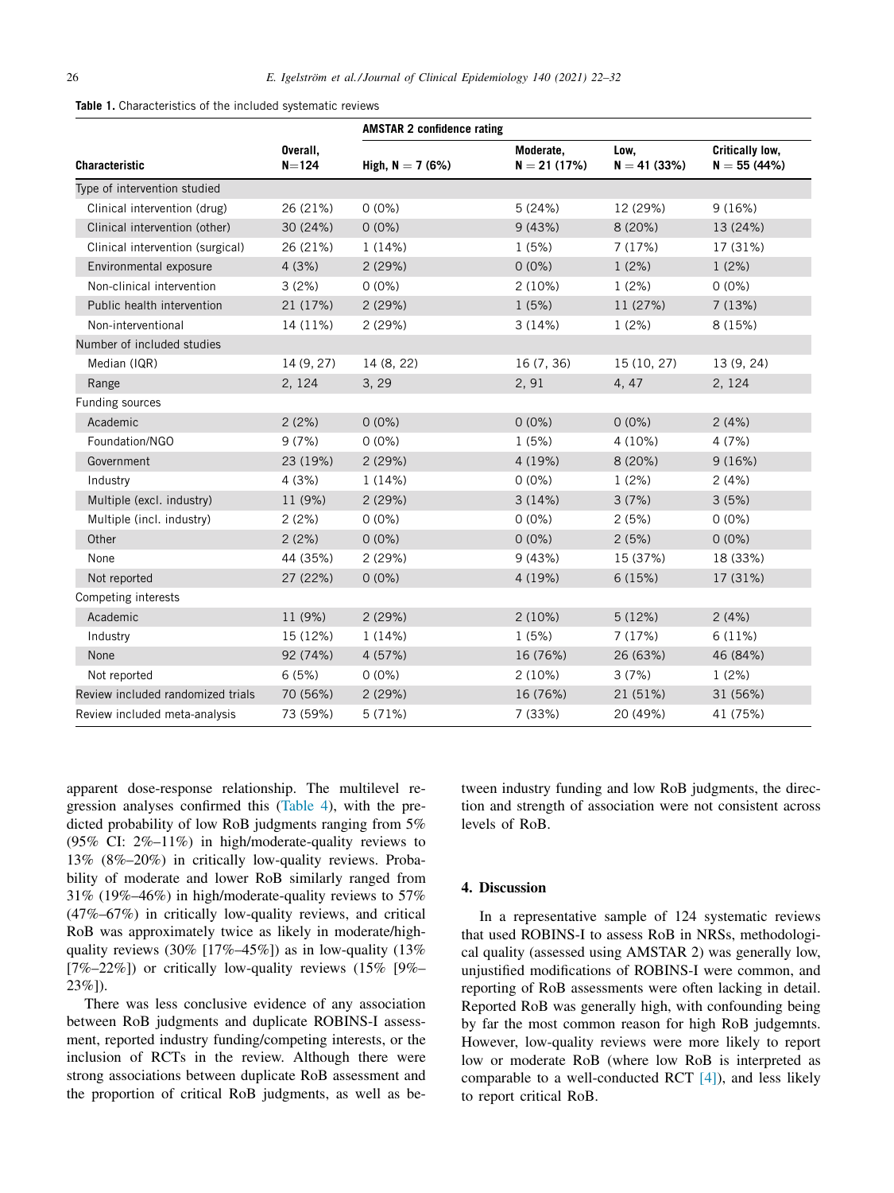**Table 1.** Characteristics of the included systematic reviews

| Characteristic | Overall, N=124 | AMSTAR 2 confidence rating High, N = 7 (6%) | Moderate, N = 21 (17%) | Low, N = 41 (33%) | Critically low, N = 55 (44%) |
|---|---|---|---|---|---|
| Type of intervention studied | | | | | |
| Clinical intervention (drug) | 26 (21%) | 0 (0%) | 5 (24%) | 12 (29%) | 9 (16%) |
| Clinical intervention (other) | 30 (24%) | 0 (0%) | 9 (43%) | 8 (20%) | 13 (24%) |
| Clinical intervention (surgical) | 26 (21%) | 1 (14%) | 1 (5%) | 7 (17%) | 17 (31%) |
| Environmental exposure | 4 (3%) | 2 (29%) | 0 (0%) | 1 (2%) | 1 (2%) |
| Non-clinical intervention | 3 (2%) | 0 (0%) | 2 (10%) | 1 (2%) | 0 (0%) |
| Public health intervention | 21 (17%) | 2 (29%) | 1 (5%) | 11 (27%) | 7 (13%) |
| Non-interventional | 14 (11%) | 2 (29%) | 3 (14%) | 1 (2%) | 8 (15%) |
| Number of included studies | | | | | |
| Median (IQR) | 14 (9, 27) | 14 (8, 22) | 16 (7, 36) | 15 (10, 27) | 13 (9, 24) |
| Range | 2, 124 | 3, 29 | 2, 91 | 4, 47 | 2, 124 |
| Funding sources | | | | | |
| Academic | 2 (2%) | 0 (0%) | 0 (0%) | 0 (0%) | 2 (4%) |
| Foundation/NGO | 9 (7%) | 0 (0%) | 1 (5%) | 4 (10%) | 4 (7%) |
| Government | 23 (19%) | 2 (29%) | 4 (19%) | 8 (20%) | 9 (16%) |
| Industry | 4 (3%) | 1 (14%) | 0 (0%) | 1 (2%) | 2 (4%) |
| Multiple (excl. industry) | 11 (9%) | 2 (29%) | 3 (14%) | 3 (7%) | 3 (5%) |
| Multiple (incl. industry) | 2 (2%) | 0 (0%) | 0 (0%) | 2 (5%) | 0 (0%) |
| Other | 2 (2%) | 0 (0%) | 0 (0%) | 2 (5%) | 0 (0%) |
| None | 44 (35%) | 2 (29%) | 9 (43%) | 15 (37%) | 18 (33%) |
| Not reported | 27 (22%) | 0 (0%) | 4 (19%) | 6 (15%) | 17 (31%) |
| Competing interests | | | | | |
| Academic | 11 (9%) | 2 (29%) | 2 (10%) | 5 (12%) | 2 (4%) |
| Industry | 15 (12%) | 1 (14%) | 1 (5%) | 7 (17%) | 6 (11%) |
| None | 92 (74%) | 4 (57%) | 16 (76%) | 26 (63%) | 46 (84%) |
| Not reported | 6 (5%) | 0 (0%) | 2 (10%) | 3 (7%) | 1 (2%) |
| Review included randomized trials | 70 (56%) | 2 (29%) | 16 (76%) | 21 (51%) | 31 (56%) |
| Review included meta-analysis | 73 (59%) | 5 (71%) | 7 (33%) | 20 (49%) | 41 (75%) |

apparent dose-response relationship. The multilevel regression analyses confirmed this (Table 4), with the predicted probability of low RoB judgments ranging from 5% (95% CI: 2%–11%) in high/moderate-quality reviews to 13% (8%–20%) in critically low-quality reviews. Probability of moderate and lower RoB similarly ranged from 31% (19%–46%) in high/moderate-quality reviews to 57% (47%–67%) in critically low-quality reviews, and critical RoB was approximately twice as likely in moderate/high-quality reviews (30% [17%–45%]) as in low-quality (13% [7%–22%]) or critically low-quality reviews (15% [9%–23%]).

There was less conclusive evidence of any association between RoB judgments and duplicate ROBINS-I assessment, reported industry funding/competing interests, or the inclusion of RCTs in the review. Although there were strong associations between duplicate RoB assessment and the proportion of critical RoB judgments, as well as between industry funding and low RoB judgments, the direction and strength of association were not consistent across levels of RoB.

## 4. Discussion

In a representative sample of 124 systematic reviews that used ROBINS-I to assess RoB in NRSs, methodological quality (assessed using AMSTAR 2) was generally low, unjustified modifications of ROBINS-I were common, and reporting of RoB assessments were often lacking in detail. Reported RoB was generally high, with confounding being by far the most common reason for high RoB judgemnts. However, low-quality reviews were more likely to report low or moderate RoB (where low RoB is interpreted as comparable to a well-conducted RCT [4]), and less likely to report critical RoB.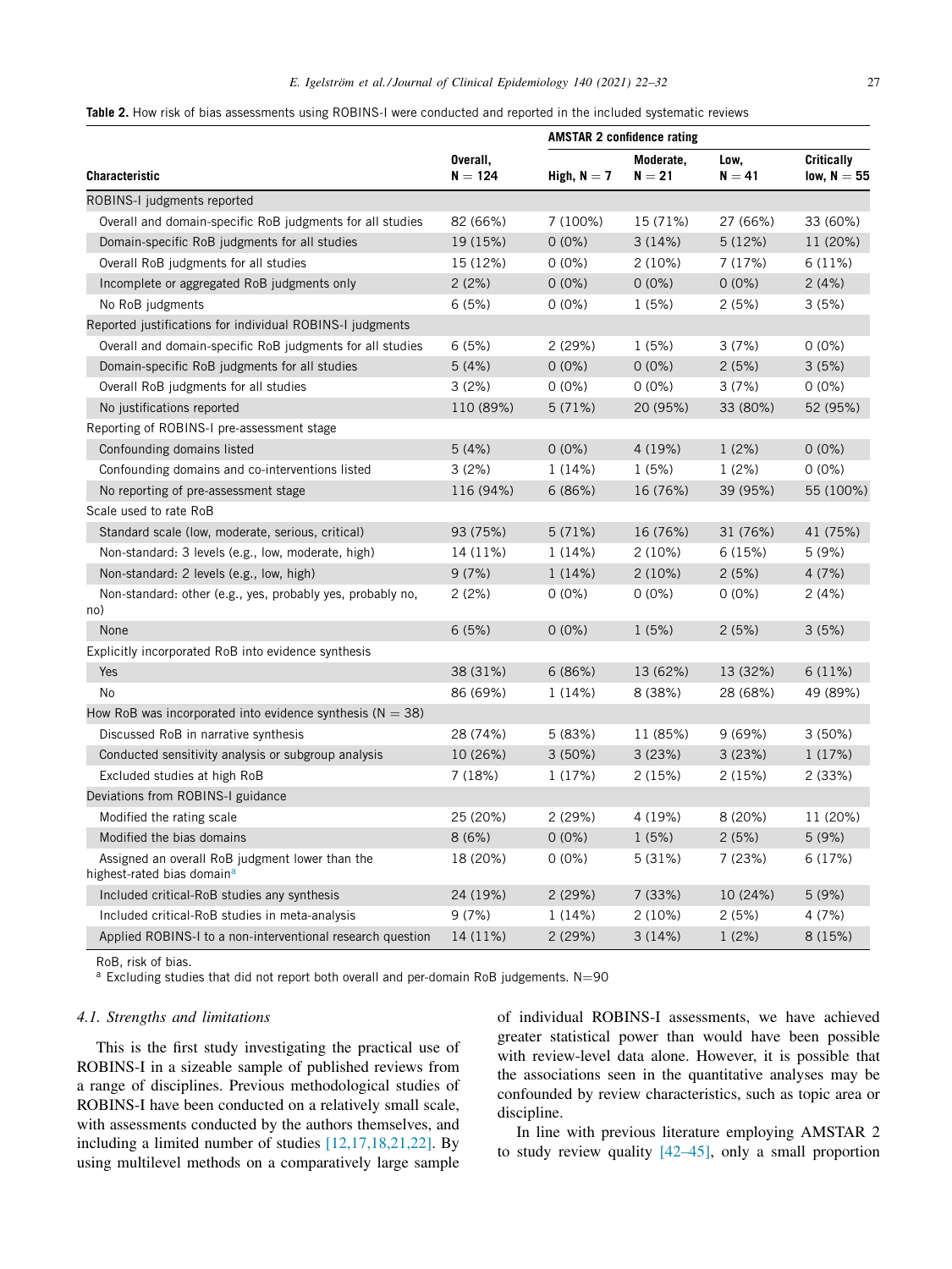**Table 2.** How risk of bias assessments using ROBINS-I were conducted and reported in the included systematic reviews

| Characteristic | Overall, N = 124 | AMSTAR 2 confidence rating | | | |
|---|---|---|---|---|---|
| | | High, N = 7 | Moderate, N = 21 | Low, N = 41 | Critically low, N = 55 |
| ROBINS-I judgments reported | | | | | |
| Overall and domain-specific RoB judgments for all studies | 82 (66%) | 7 (100%) | 15 (71%) | 27 (66%) | 33 (60%) |
| Domain-specific RoB judgments for all studies | 19 (15%) | 0 (0%) | 3 (14%) | 5 (12%) | 11 (20%) |
| Overall RoB judgments for all studies | 15 (12%) | 0 (0%) | 2 (10%) | 7 (17%) | 6 (11%) |
| Incomplete or aggregated RoB judgments only | 2 (2%) | 0 (0%) | 0 (0%) | 0 (0%) | 2 (4%) |
| No RoB judgments | 6 (5%) | 0 (0%) | 1 (5%) | 2 (5%) | 3 (5%) |
| Reported justifications for individual ROBINS-I judgments | | | | | |
| Overall and domain-specific RoB judgments for all studies | 6 (5%) | 2 (29%) | 1 (5%) | 3 (7%) | 0 (0%) |
| Domain-specific RoB judgments for all studies | 5 (4%) | 0 (0%) | 0 (0%) | 2 (5%) | 3 (5%) |
| Overall RoB judgments for all studies | 3 (2%) | 0 (0%) | 0 (0%) | 3 (7%) | 0 (0%) |
| No justifications reported | 110 (89%) | 5 (71%) | 20 (95%) | 33 (80%) | 52 (95%) |
| Reporting of ROBINS-I pre-assessment stage | | | | | |
| Confounding domains listed | 5 (4%) | 0 (0%) | 4 (19%) | 1 (2%) | 0 (0%) |
| Confounding domains and co-interventions listed | 3 (2%) | 1 (14%) | 1 (5%) | 1 (2%) | 0 (0%) |
| No reporting of pre-assessment stage | 116 (94%) | 6 (86%) | 16 (76%) | 39 (95%) | 55 (100%) |
| Scale used to rate RoB | | | | | |
| Standard scale (low, moderate, serious, critical) | 93 (75%) | 5 (71%) | 16 (76%) | 31 (76%) | 41 (75%) |
| Non-standard: 3 levels (e.g., low, moderate, high) | 14 (11%) | 1 (14%) | 2 (10%) | 6 (15%) | 5 (9%) |
| Non-standard: 2 levels (e.g., low, high) | 9 (7%) | 1 (14%) | 2 (10%) | 2 (5%) | 4 (7%) |
| Non-standard: other (e.g., yes, probably yes, probably no, no) | 2 (2%) | 0 (0%) | 0 (0%) | 0 (0%) | 2 (4%) |
| None | 6 (5%) | 0 (0%) | 1 (5%) | 2 (5%) | 3 (5%) |
| Explicitly incorporated RoB into evidence synthesis | | | | | |
| Yes | 38 (31%) | 6 (86%) | 13 (62%) | 13 (32%) | 6 (11%) |
| No | 86 (69%) | 1 (14%) | 8 (38%) | 28 (68%) | 49 (89%) |
| How RoB was incorporated into evidence synthesis (N = 38) | | | | | |
| Discussed RoB in narrative synthesis | 28 (74%) | 5 (83%) | 11 (85%) | 9 (69%) | 3 (50%) |
| Conducted sensitivity analysis or subgroup analysis | 10 (26%) | 3 (50%) | 3 (23%) | 3 (23%) | 1 (17%) |
| Excluded studies at high RoB | 7 (18%) | 1 (17%) | 2 (15%) | 2 (15%) | 2 (33%) |
| Deviations from ROBINS-I guidance | | | | | |
| Modified the rating scale | 25 (20%) | 2 (29%) | 4 (19%) | 8 (20%) | 11 (20%) |
| Modified the bias domains | 8 (6%) | 0 (0%) | 1 (5%) | 2 (5%) | 5 (9%) |
| Assigned an overall RoB judgment lower than the highest-rated bias domain[a] | 18 (20%) | 0 (0%) | 5 (31%) | 7 (23%) | 6 (17%) |
| Included critical-RoB studies any synthesis | 24 (19%) | 2 (29%) | 7 (33%) | 10 (24%) | 5 (9%) |
| Included critical-RoB studies in meta-analysis | 9 (7%) | 1 (14%) | 2 (10%) | 2 (5%) | 4 (7%) |
| Applied ROBINS-I to a non-interventional research question | 14 (11%) | 2 (29%) | 3 (14%) | 1 (2%) | 8 (15%) |

RoB, risk of bias.

[a] Excluding studies that did not report both overall and per-domain RoB judgements. N=90

### 4.1. Strengths and limitations

This is the first study investigating the practical use of ROBINS-I in a sizeable sample of published reviews from a range of disciplines. Previous methodological studies of ROBINS-I have been conducted on a relatively small scale, with assessments conducted by the authors themselves, and including a limited number of studies [12,17,18,21,22]. By using multilevel methods on a comparatively large sample of individual ROBINS-I assessments, we have achieved greater statistical power than would have been possible with review-level data alone. However, it is possible that the associations seen in the quantitative analyses may be confounded by review characteristics, such as topic area or discipline.

In line with previous literature employing AMSTAR 2 to study review quality [42–45], only a small proportion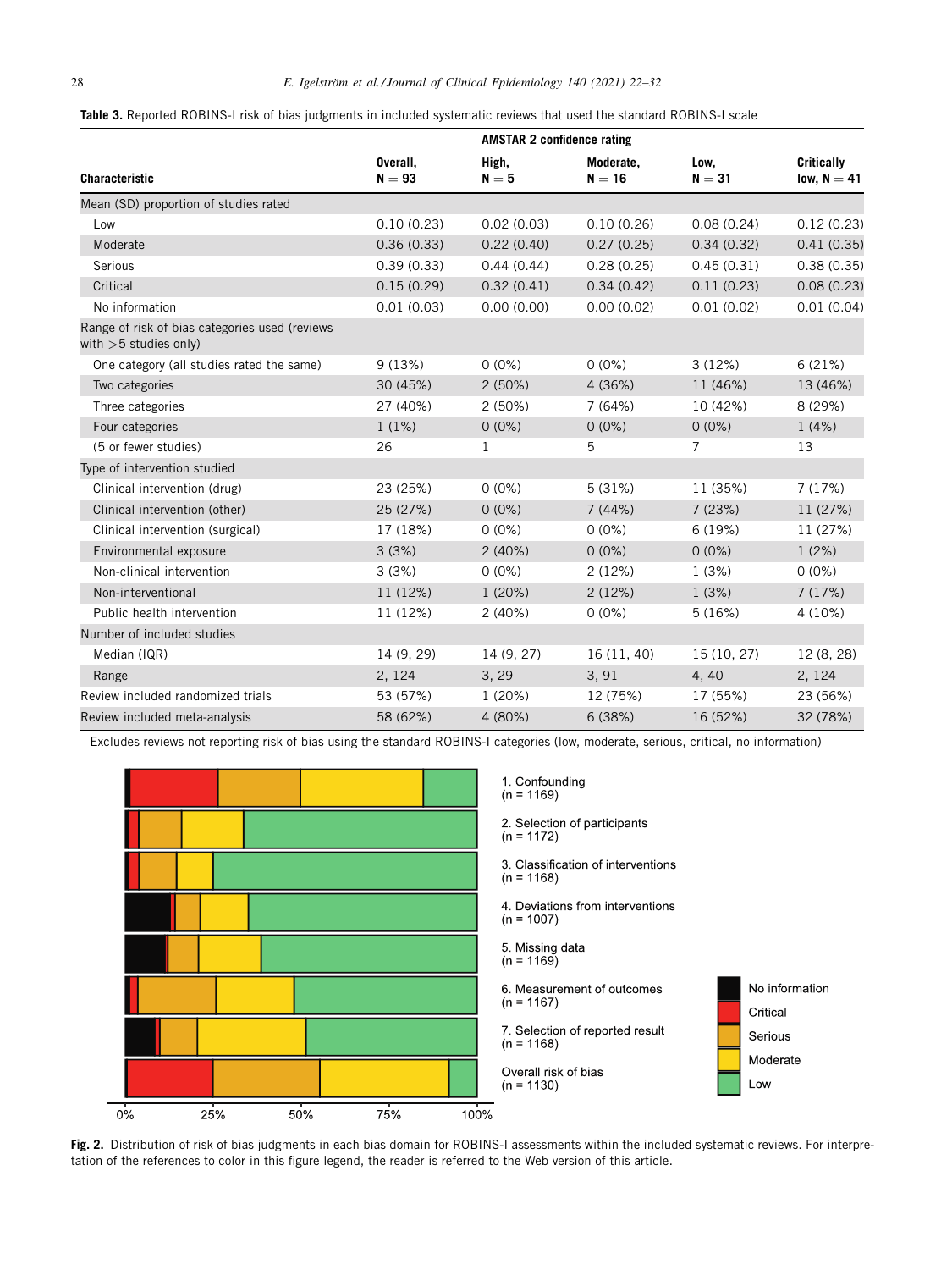**Table 3.** Reported ROBINS-I risk of bias judgments in included systematic reviews that used the standard ROBINS-I scale

| Characteristic | Overall, N = 93 | AMSTAR 2 confidence rating | | | |
|---|---|---|---|---|---|
| | | High, N = 5 | Moderate, N = 16 | Low, N = 31 | Critically low, N = 41 |
| Mean (SD) proportion of studies rated | | | | | |
| Low | 0.10 (0.23) | 0.02 (0.03) | 0.10 (0.26) | 0.08 (0.24) | 0.12 (0.23) |
| Moderate | 0.36 (0.33) | 0.22 (0.40) | 0.27 (0.25) | 0.34 (0.32) | 0.41 (0.35) |
| Serious | 0.39 (0.33) | 0.44 (0.44) | 0.28 (0.25) | 0.45 (0.31) | 0.38 (0.35) |
| Critical | 0.15 (0.29) | 0.32 (0.41) | 0.34 (0.42) | 0.11 (0.23) | 0.08 (0.23) |
| No information | 0.01 (0.03) | 0.00 (0.00) | 0.00 (0.02) | 0.01 (0.02) | 0.01 (0.04) |
| Range of risk of bias categories used (reviews with >5 studies only) | | | | | |
| One category (all studies rated the same) | 9 (13%) | 0 (0%) | 0 (0%) | 3 (12%) | 6 (21%) |
| Two categories | 30 (45%) | 2 (50%) | 4 (36%) | 11 (46%) | 13 (46%) |
| Three categories | 27 (40%) | 2 (50%) | 7 (64%) | 10 (42%) | 8 (29%) |
| Four categories | 1 (1%) | 0 (0%) | 0 (0%) | 0 (0%) | 1 (4%) |
| (5 or fewer studies) | 26 | 1 | 5 | 7 | 13 |
| Type of intervention studied | | | | | |
| Clinical intervention (drug) | 23 (25%) | 0 (0%) | 5 (31%) | 11 (35%) | 7 (17%) |
| Clinical intervention (other) | 25 (27%) | 0 (0%) | 7 (44%) | 7 (23%) | 11 (27%) |
| Clinical intervention (surgical) | 17 (18%) | 0 (0%) | 0 (0%) | 6 (19%) | 11 (27%) |
| Environmental exposure | 3 (3%) | 2 (40%) | 0 (0%) | 0 (0%) | 1 (2%) |
| Non-clinical intervention | 3 (3%) | 0 (0%) | 2 (12%) | 1 (3%) | 0 (0%) |
| Non-interventional | 11 (12%) | 1 (20%) | 2 (12%) | 1 (3%) | 7 (17%) |
| Public health intervention | 11 (12%) | 2 (40%) | 0 (0%) | 5 (16%) | 4 (10%) |
| Number of included studies | | | | | |
| Median (IQR) | 14 (9, 29) | 14 (9, 27) | 16 (11, 40) | 15 (10, 27) | 12 (8, 28) |
| Range | 2, 124 | 3, 29 | 3, 91 | 4, 40 | 2, 124 |
| Review included randomized trials | 53 (57%) | 1 (20%) | 12 (75%) | 17 (55%) | 23 (56%) |
| Review included meta-analysis | 58 (62%) | 4 (80%) | 6 (38%) | 16 (52%) | 32 (78%) |

Excludes reviews not reporting risk of bias using the standard ROBINS-I categories (low, moderate, serious, critical, no information)

**Fig. 2.** Distribution of risk of bias judgments in each bias domain for ROBINS-I assessments within the included systematic reviews. For interpretation of the references to color in this figure legend, the reader is referred to the Web version of this article.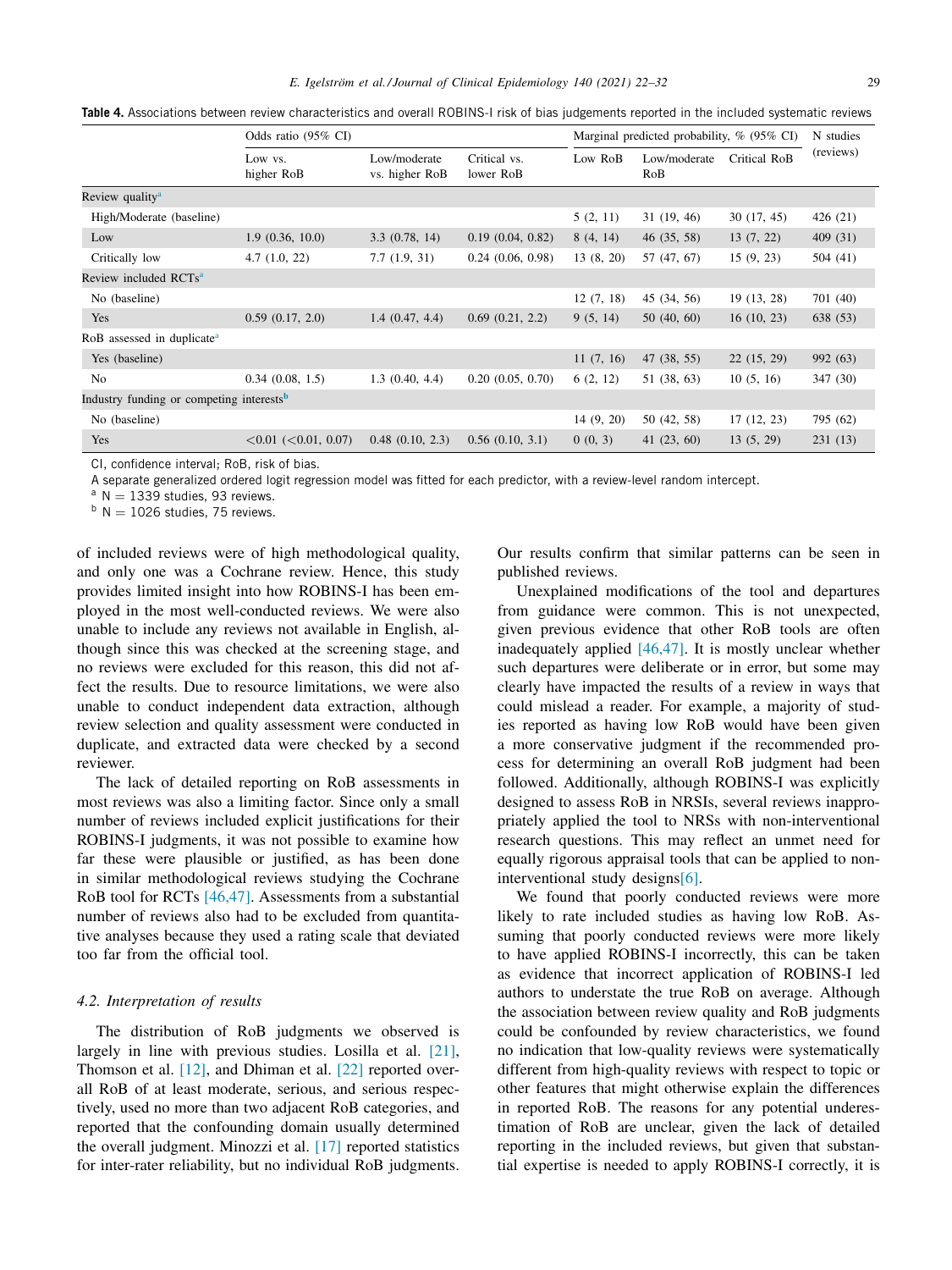**Table 4.** Associations between review characteristics and overall ROBINS-I risk of bias judgements reported in the included systematic reviews

| | Odds ratio (95% CI) | | | Marginal predicted probability, % (95% CI) | | | N studies (reviews) |
|---|---|---|---|---|---|---|---|
| | Low vs. higher RoB | Low/moderate vs. higher RoB | Critical vs. lower RoB | Low RoB | Low/moderate RoB | Critical RoB | |
| Review quality[a] | | | | | | | |
| High/Moderate (baseline) | | | | 5 (2, 11) | 31 (19, 46) | 30 (17, 45) | 426 (21) |
| Low | 1.9 (0.36, 10.0) | 3.3 (0.78, 14) | 0.19 (0.04, 0.82) | 8 (4, 14) | 46 (35, 58) | 13 (7, 22) | 409 (31) |
| Critically low | 4.7 (1.0, 22) | 7.7 (1.9, 31) | 0.24 (0.06, 0.98) | 13 (8, 20) | 57 (47, 67) | 15 (9, 23) | 504 (41) |
| Review included RCTs[a] | | | | | | | |
| No (baseline) | | | | 12 (7, 18) | 45 (34, 56) | 19 (13, 28) | 701 (40) |
| Yes | 0.59 (0.17, 2.0) | 1.4 (0.47, 4.4) | 0.69 (0.21, 2.2) | 9 (5, 14) | 50 (40, 60) | 16 (10, 23) | 638 (53) |
| RoB assessed in duplicate[a] | | | | | | | |
| Yes (baseline) | | | | 11 (7, 16) | 47 (38, 55) | 22 (15, 29) | 992 (63) |
| No | 0.34 (0.08, 1.5) | 1.3 (0.40, 4.4) | 0.20 (0.05, 0.70) | 6 (2, 12) | 51 (38, 63) | 10 (5, 16) | 347 (30) |
| Industry funding or competing interests[b] | | | | | | | |
| No (baseline) | | | | 14 (9, 20) | 50 (42, 58) | 17 (12, 23) | 795 (62) |
| Yes | <0.01 (<0.01, 0.07) | 0.48 (0.10, 2.3) | 0.56 (0.10, 3.1) | 0 (0, 3) | 41 (23, 60) | 13 (5, 29) | 231 (13) |

CI, confidence interval; RoB, risk of bias.

A separate generalized ordered logit regression model was fitted for each predictor, with a review-level random intercept.

[a] N = 1339 studies, 93 reviews.

[b] N = 1026 studies, 75 reviews.

of included reviews were of high methodological quality, and only one was a Cochrane review. Hence, this study provides limited insight into how ROBINS-I has been employed in the most well-conducted reviews. We were also unable to include any reviews not available in English, although since this was checked at the screening stage, and no reviews were excluded for this reason, this did not affect the results. Due to resource limitations, we were also unable to conduct independent data extraction, although review selection and quality assessment were conducted in duplicate, and extracted data were checked by a second reviewer.

The lack of detailed reporting on RoB assessments in most reviews was also a limiting factor. Since only a small number of reviews included explicit justifications for their ROBINS-I judgments, it was not possible to examine how far these were plausible or justified, as has been done in similar methodological reviews studying the Cochrane RoB tool for RCTs [46,47]. Assessments from a substantial number of reviews also had to be excluded from quantitative analyses because they used a rating scale that deviated too far from the official tool.

### 4.2. Interpretation of results

The distribution of RoB judgments we observed is largely in line with previous studies. Losilla et al. [21], Thomson et al. [12], and Dhiman et al. [22] reported overall RoB of at least moderate, serious, and serious respectively, used no more than two adjacent RoB categories, and reported that the confounding domain usually determined the overall judgment. Minozzi et al. [17] reported statistics for inter-rater reliability, but no individual RoB judgments. Our results confirm that similar patterns can be seen in published reviews.

Unexplained modifications of the tool and departures from guidance were common. This is not unexpected, given previous evidence that other RoB tools are often inadequately applied [46,47]. It is mostly unclear whether such departures were deliberate or in error, but some may clearly have impacted the results of a review in ways that could mislead a reader. For example, a majority of studies reported as having low RoB would have been given a more conservative judgment if the recommended process for determining an overall RoB judgment had been followed. Additionally, although ROBINS-I was explicitly designed to assess RoB in NRSIs, several reviews inappropriately applied the tool to NRSs with non-interventional research questions. This may reflect an unmet need for equally rigorous appraisal tools that can be applied to non-interventional study designs[6].

We found that poorly conducted reviews were more likely to rate included studies as having low RoB. Assuming that poorly conducted reviews were more likely to have applied ROBINS-I incorrectly, this can be taken as evidence that incorrect application of ROBINS-I led authors to understate the true RoB on average. Although the association between review quality and RoB judgments could be confounded by review characteristics, we found no indication that low-quality reviews were systematically different from high-quality reviews with respect to topic or other features that might otherwise explain the differences in reported RoB. The reasons for any potential underestimation of RoB are unclear, given the lack of detailed reporting in the included reviews, but given that substantial expertise is needed to apply ROBINS-I correctly, it is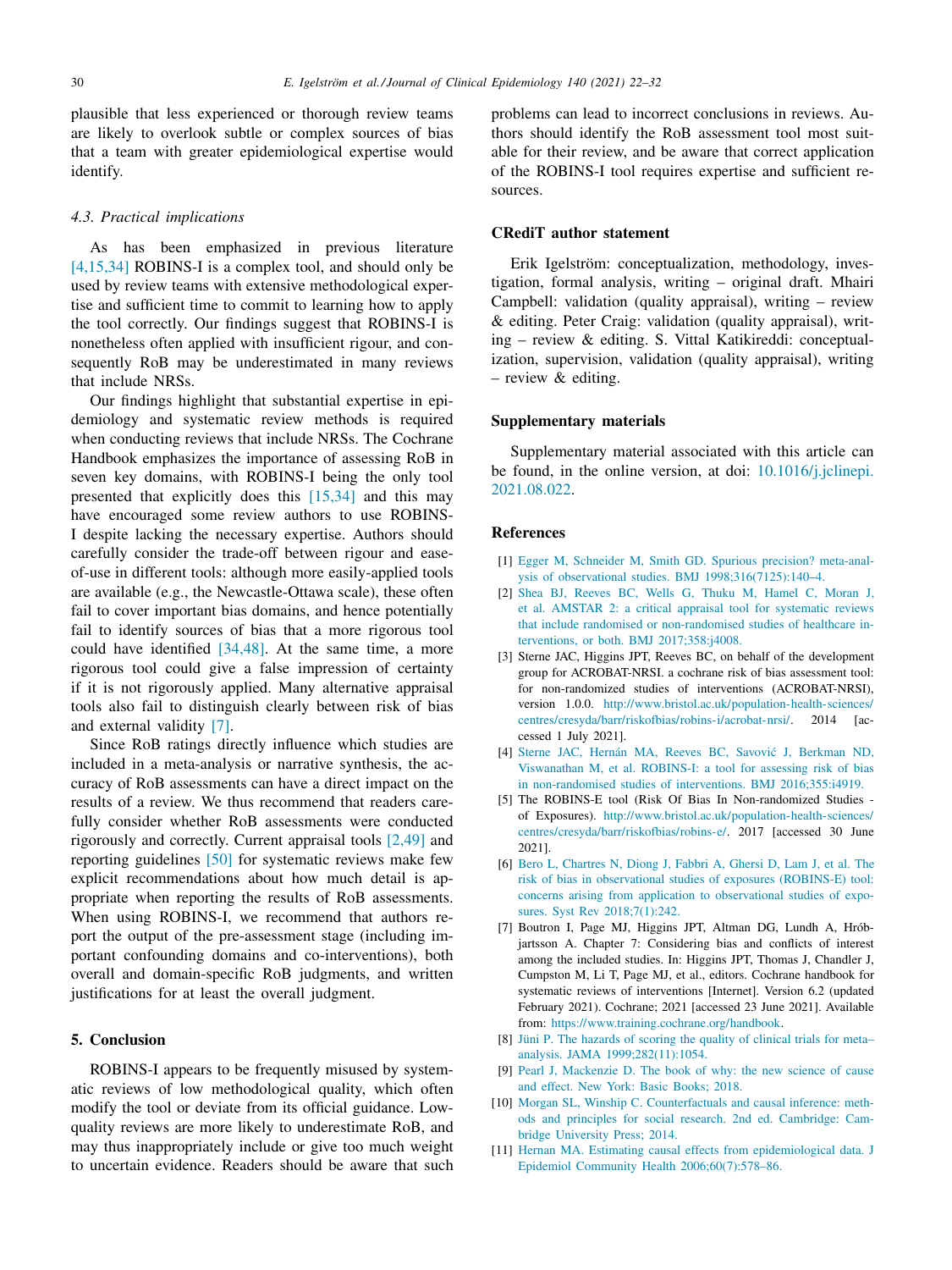plausible that less experienced or thorough review teams are likely to overlook subtle or complex sources of bias that a team with greater epidemiological expertise would identify.

### 4.3. Practical implications

As has been emphasized in previous literature [4,15,34] ROBINS-I is a complex tool, and should only be used by review teams with extensive methodological expertise and sufficient time to commit to learning how to apply the tool correctly. Our findings suggest that ROBINS-I is nonetheless often applied with insufficient rigour, and consequently RoB may be underestimated in many reviews that include NRSs.

Our findings highlight that substantial expertise in epidemiology and systematic review methods is required when conducting reviews that include NRSs. The Cochrane Handbook emphasizes the importance of assessing RoB in seven key domains, with ROBINS-I being the only tool presented that explicitly does this [15,34] and this may have encouraged some review authors to use ROBINS-I despite lacking the necessary expertise. Authors should carefully consider the trade-off between rigour and ease-of-use in different tools: although more easily-applied tools are available (e.g., the Newcastle-Ottawa scale), these often fail to cover important bias domains, and hence potentially fail to identify sources of bias that a more rigorous tool could have identified [34,48]. At the same time, a more rigorous tool could give a false impression of certainty if it is not rigorously applied. Many alternative appraisal tools also fail to distinguish clearly between risk of bias and external validity [7].

Since RoB ratings directly influence which studies are included in a meta-analysis or narrative synthesis, the accuracy of RoB assessments can have a direct impact on the results of a review. We thus recommend that readers carefully consider whether RoB assessments were conducted rigorously and correctly. Current appraisal tools [2,49] and reporting guidelines [50] for systematic reviews make few explicit recommendations about how much detail is appropriate when reporting the results of RoB assessments. When using ROBINS-I, we recommend that authors report the output of the pre-assessment stage (including important confounding domains and co-interventions), both overall and domain-specific RoB judgments, and written justifications for at least the overall judgment.

## 5. Conclusion

ROBINS-I appears to be frequently misused by systematic reviews of low methodological quality, which often modify the tool or deviate from its official guidance. Low-quality reviews are more likely to underestimate RoB, and may thus inappropriately include or give too much weight to uncertain evidence. Readers should be aware that such problems can lead to incorrect conclusions in reviews. Authors should identify the RoB assessment tool most suitable for their review, and be aware that correct application of the ROBINS-I tool requires expertise and sufficient resources.

## CRediT author statement

Erik Igelström: conceptualization, methodology, investigation, formal analysis, writing – original draft. Mhairi Campbell: validation (quality appraisal), writing – review & editing. Peter Craig: validation (quality appraisal), writing – review & editing. S. Vittal Katikireddi: conceptualization, supervision, validation (quality appraisal), writing – review & editing.

## Supplementary materials

Supplementary material associated with this article can be found, in the online version, at doi: 10.1016/j.jclinepi.2021.08.022.

## References

[1] Egger M, Schneider M, Smith GD. Spurious precision? meta-analysis of observational studies. BMJ 1998;316(7125):140–4.

[2] Shea BJ, Reeves BC, Wells G, Thuku M, Hamel C, Moran J, et al. AMSTAR 2: a critical appraisal tool for systematic reviews that include randomised or non-randomised studies of healthcare interventions, or both. BMJ 2017;358:j4008.

[3] Sterne JAC, Higgins JPT, Reeves BC, on behalf of the development group for ACROBAT-NRSI. a cochrane risk of bias assessment tool: for non-randomized studies of interventions (ACROBAT-NRSI), version 1.0.0. http://www.bristol.ac.uk/population-health-sciences/centres/cresyda/barr/riskofbias/robins-i/acrobat-nrsi/. 2014 [accessed 1 July 2021].

[4] Sterne JAC, Hernán MA, Reeves BC, Savović J, Berkman ND, Viswanathan M, et al. ROBINS-I: a tool for assessing risk of bias in non-randomised studies of interventions. BMJ 2016;355:i4919.

[5] The ROBINS-E tool (Risk Of Bias In Non-randomized Studies - of Exposures). http://www.bristol.ac.uk/population-health-sciences/centres/cresyda/barr/riskofbias/robins-e/. 2017 [accessed 30 June 2021].

[6] Bero L, Chartres N, Diong J, Fabbri A, Ghersi D, Lam J, et al. The risk of bias in observational studies of exposures (ROBINS-E) tool: concerns arising from application to observational studies of exposures. Syst Rev 2018;7(1):242.

[7] Boutron I, Page MJ, Higgins JPT, Altman DG, Lundh A, Hróbjartsson A. Chapter 7: Considering bias and conflicts of interest among the included studies. In: Higgins JPT, Thomas J, Chandler J, Cumpston M, Li T, Page MJ, et al., editors. Cochrane handbook for systematic reviews of interventions [Internet]. Version 6.2 (updated February 2021). Cochrane; 2021 [accessed 23 June 2021]. Available from: https://www.training.cochrane.org/handbook.

[8] Jüni P. The hazards of scoring the quality of clinical trials for meta–analysis. JAMA 1999;282(11):1054.

[9] Pearl J, Mackenzie D. The book of why: the new science of cause and effect. New York: Basic Books; 2018.

[10] Morgan SL, Winship C. Counterfactuals and causal inference: methods and principles for social research. 2nd ed. Cambridge: Cambridge University Press; 2014.

[11] Hernan MA. Estimating causal effects from epidemiological data. J Epidemiol Community Health 2006;60(7):578–86.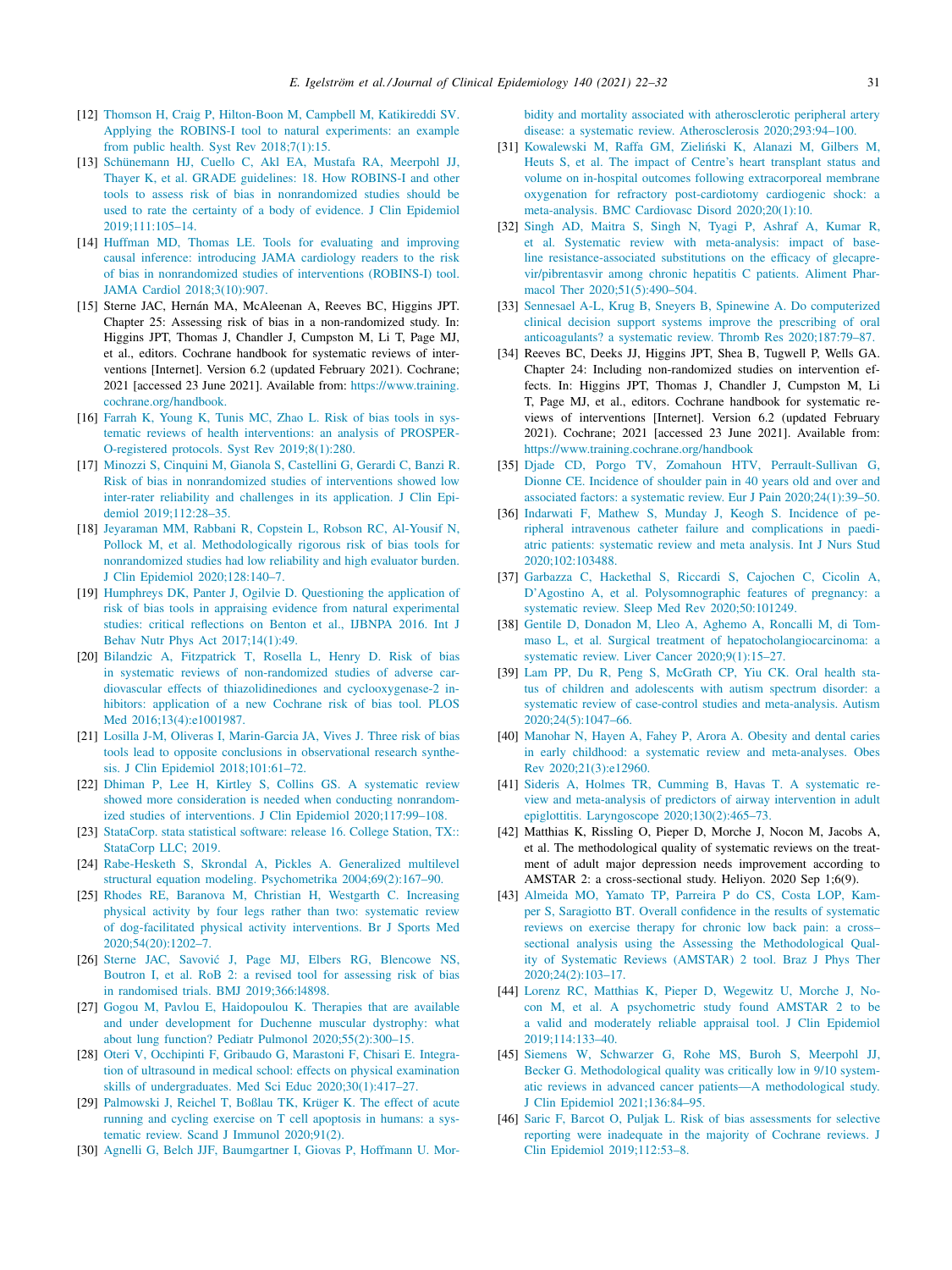[12] Thomson H, Craig P, Hilton-Boon M, Campbell M, Katikireddi SV. Applying the ROBINS-I tool to natural experiments: an example from public health. Syst Rev 2018;7(1):15.

[13] Schünemann HJ, Cuello C, Akl EA, Mustafa RA, Meerpohl JJ, Thayer K, et al. GRADE guidelines: 18. How ROBINS-I and other tools to assess risk of bias in nonrandomized studies should be used to rate the certainty of a body of evidence. J Clin Epidemiol 2019;111:105–14.

[14] Huffman MD, Thomas LE. Tools for evaluating and improving causal inference: introducing JAMA cardiology readers to the risk of bias in nonrandomized studies of interventions (ROBINS-I) tool. JAMA Cardiol 2018;3(10):907.

[15] Sterne JAC, Hernán MA, McAleenan A, Reeves BC, Higgins JPT. Chapter 25: Assessing risk of bias in a non-randomized study. In: Higgins JPT, Thomas J, Chandler J, Cumpston M, Li T, Page MJ, et al., editors. Cochrane handbook for systematic reviews of interventions [Internet]. Version 6.2 (updated February 2021). Cochrane; 2021 [accessed 23 June 2021]. Available from: https://www.training.cochrane.org/handbook.

[16] Farrah K, Young K, Tunis MC, Zhao L. Risk of bias tools in systematic reviews of health interventions: an analysis of PROSPERO-registered protocols. Syst Rev 2019;8(1):280.

[17] Minozzi S, Cinquini M, Gianola S, Castellini G, Gerardi C, Banzi R. Risk of bias in nonrandomized studies of interventions showed low inter-rater reliability and challenges in its application. J Clin Epidemiol 2019;112:28–35.

[18] Jeyaraman MM, Rabbani R, Copstein L, Robson RC, Al-Yousif N, Pollock M, et al. Methodologically rigorous risk of bias tools for nonrandomized studies had low reliability and high evaluator burden. J Clin Epidemiol 2020;128:140–7.

[19] Humphreys DK, Panter J, Ogilvie D. Questioning the application of risk of bias tools in appraising evidence from natural experimental studies: critical reflections on Benton et al., IJBNPA 2016. Int J Behav Nutr Phys Act 2017;14(1):49.

[20] Bilandzic A, Fitzpatrick T, Rosella L, Henry D. Risk of bias in systematic reviews of non-randomized studies of adverse cardiovascular effects of thiazolidinediones and cyclooxygenase-2 inhibitors: application of a new Cochrane risk of bias tool. PLOS Med 2016;13(4):e1001987.

[21] Losilla J-M, Oliveras I, Marin-Garcia JA, Vives J. Three risk of bias tools lead to opposite conclusions in observational research synthesis. J Clin Epidemiol 2018;101:61–72.

[22] Dhiman P, Lee H, Kirtley S, Collins GS. A systematic review showed more consideration is needed when conducting nonrandomized studies of interventions. J Clin Epidemiol 2020;117:99–108.

[23] StataCorp. stata statistical software: release 16. College Station, TX:: StataCorp LLC; 2019.

[24] Rabe-Hesketh S, Skrondal A, Pickles A. Generalized multilevel structural equation modeling. Psychometrika 2004;69(2):167–90.

[25] Rhodes RE, Baranova M, Christian H, Westgarth C. Increasing physical activity by four legs rather than two: systematic review of dog-facilitated physical activity interventions. Br J Sports Med 2020;54(20):1202–7.

[26] Sterne JAC, Savović J, Page MJ, Elbers RG, Blencowe NS, Boutron I, et al. RoB 2: a revised tool for assessing risk of bias in randomised trials. BMJ 2019;366:l4898.

[27] Gogou M, Pavlou E, Haidopoulou K. Therapies that are available and under development for Duchenne muscular dystrophy: what about lung function? Pediatr Pulmonol 2020;55(2):300–15.

[28] Oteri V, Occhipinti F, Gribaudo G, Marastoni F, Chisari E. Integration of ultrasound in medical school: effects on physical examination skills of undergraduates. Med Sci Educ 2020;30(1):417–27.

[29] Palmowski J, Reichel T, Boßlau TK, Krüger K. The effect of acute running and cycling exercise on T cell apoptosis in humans: a systematic review. Scand J Immunol 2020;91(2).

[30] Agnelli G, Belch JJF, Baumgartner I, Giovas P, Hoffmann U. Morbidity and mortality associated with atherosclerotic peripheral artery disease: a systematic review. Atherosclerosis 2020;293:94–100.

[31] Kowalewski M, Raffa GM, Zieliński K, Alanazi M, Gilbers M, Heuts S, et al. The impact of Centre's heart transplant status and volume on in-hospital outcomes following extracorporeal membrane oxygenation for refractory post-cardiotomy cardiogenic shock: a meta-analysis. BMC Cardiovasc Disord 2020;20(1):10.

[32] Singh AD, Maitra S, Singh N, Tyagi P, Ashraf A, Kumar R, et al. Systematic review with meta-analysis: impact of baseline resistance-associated substitutions on the efficacy of glecaprevir/pibrentasvir among chronic hepatitis C patients. Aliment Pharmacol Ther 2020;51(5):490–504.

[33] Sennesael A-L, Krug B, Sneyers B, Spinewine A. Do computerized clinical decision support systems improve the prescribing of oral anticoagulants? a systematic review. Thromb Res 2020;187:79–87.

[34] Reeves BC, Deeks JJ, Higgins JPT, Shea B, Tugwell P, Wells GA. Chapter 24: Including non-randomized studies on intervention effects. In: Higgins JPT, Thomas J, Chandler J, Cumpston M, Li T, Page MJ, et al., editors. Cochrane handbook for systematic reviews of interventions [Internet]. Version 6.2 (updated February 2021). Cochrane; 2021 [accessed 23 June 2021]. Available from: https://www.training.cochrane.org/handbook

[35] Djade CD, Porgo TV, Zomahoun HTV, Perrault-Sullivan G, Dionne CE. Incidence of shoulder pain in 40 years old and over and associated factors: a systematic review. Eur J Pain 2020;24(1):39–50.

[36] Indarwati F, Mathew S, Munday J, Keogh S. Incidence of peripheral intravenous catheter failure and complications in paediatric patients: systematic review and meta analysis. Int J Nurs Stud 2020;102:103488.

[37] Garbazza C, Hackethal S, Riccardi S, Cajochen C, Cicolin A, D'Agostino A, et al. Polysomnographic features of pregnancy: a systematic review. Sleep Med Rev 2020;50:101249.

[38] Gentile D, Donadon M, Lleo A, Aghemo A, Roncalli M, di Tommaso L, et al. Surgical treatment of hepatocholangiocarcinoma: a systematic review. Liver Cancer 2020;9(1):15–27.

[39] Lam PP, Du R, Peng S, McGrath CP, Yiu CK. Oral health status of children and adolescents with autism spectrum disorder: a systematic review of case-control studies and meta-analysis. Autism 2020;24(5):1047–66.

[40] Manohar N, Hayen A, Fahey P, Arora A. Obesity and dental caries in early childhood: a systematic review and meta-analyses. Obes Rev 2020;21(3):e12960.

[41] Sideris A, Holmes TR, Cumming B, Havas T. A systematic review and meta-analysis of predictors of airway intervention in adult epiglottitis. Laryngoscope 2020;130(2):465–73.

[42] Matthias K, Rissling O, Pieper D, Morche J, Nocon M, Jacobs A, et al. The methodological quality of systematic reviews on the treatment of adult major depression needs improvement according to AMSTAR 2: a cross-sectional study. Heliyon. 2020 Sep 1;6(9).

[43] Almeida MO, Yamato TP, Parreira P do CS, Costa LOP, Kamper S, Saragiotto BT. Overall confidence in the results of systematic reviews on exercise therapy for chronic low back pain: a cross–sectional analysis using the Assessing the Methodological Quality of Systematic Reviews (AMSTAR) 2 tool. Braz J Phys Ther 2020;24(2):103–17.

[44] Lorenz RC, Matthias K, Pieper D, Wegewitz U, Morche J, Nocon M, et al. A psychometric study found AMSTAR 2 to be a valid and moderately reliable appraisal tool. J Clin Epidemiol 2019;114:133–40.

[45] Siemens W, Schwarzer G, Rohe MS, Buroh S, Meerpohl JJ, Becker G. Methodological quality was critically low in 9/10 systematic reviews in advanced cancer patients—A methodological study. J Clin Epidemiol 2021;136:84–95.

[46] Saric F, Barcot O, Puljak L. Risk of bias assessments for selective reporting were inadequate in the majority of Cochrane reviews. J Clin Epidemiol 2019;112:53–8.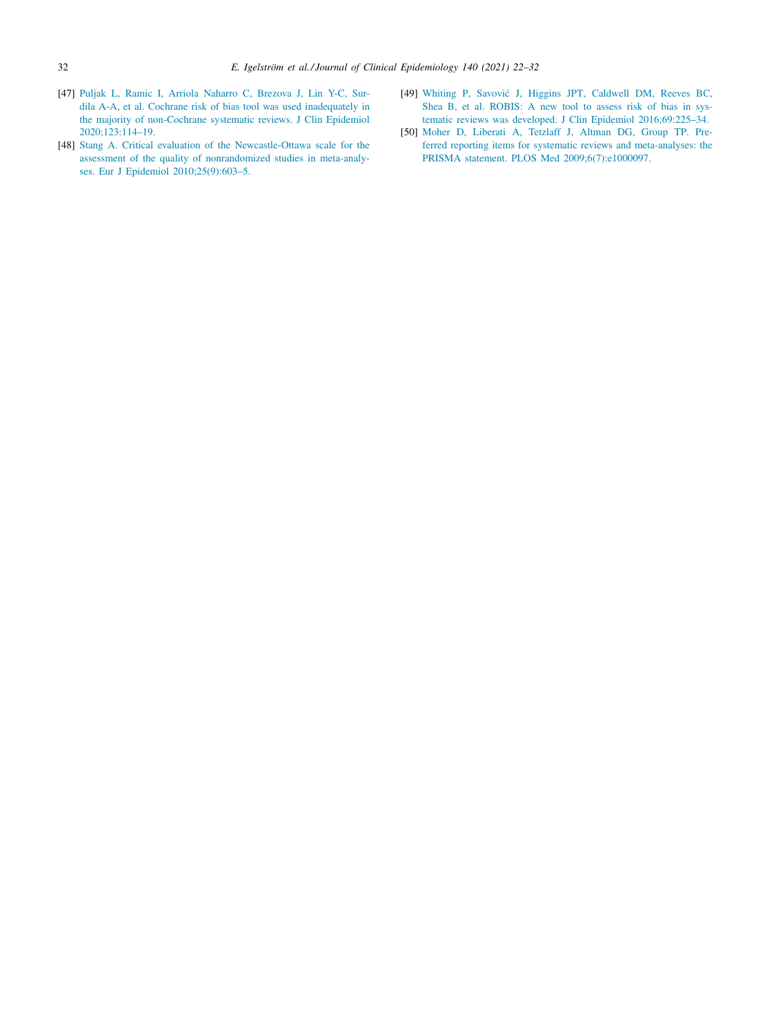[47] Puljak L, Ramic I, Arriola Naharro C, Brezova J, Lin Y-C, Surdila A-A, et al. Cochrane risk of bias tool was used inadequately in the majority of non-Cochrane systematic reviews. J Clin Epidemiol 2020;123:114–19.

[48] Stang A. Critical evaluation of the Newcastle-Ottawa scale for the assessment of the quality of nonrandomized studies in meta-analyses. Eur J Epidemiol 2010;25(9):603–5.

[49] Whiting P, Savović J, Higgins JPT, Caldwell DM, Reeves BC, Shea B, et al. ROBIS: A new tool to assess risk of bias in systematic reviews was developed. J Clin Epidemiol 2016;69:225–34.

[50] Moher D, Liberati A, Tetzlaff J, Altman DG, Group TP. Preferred reporting items for systematic reviews and meta-analyses: the PRISMA statement. PLOS Med 2009;6(7):e1000097.